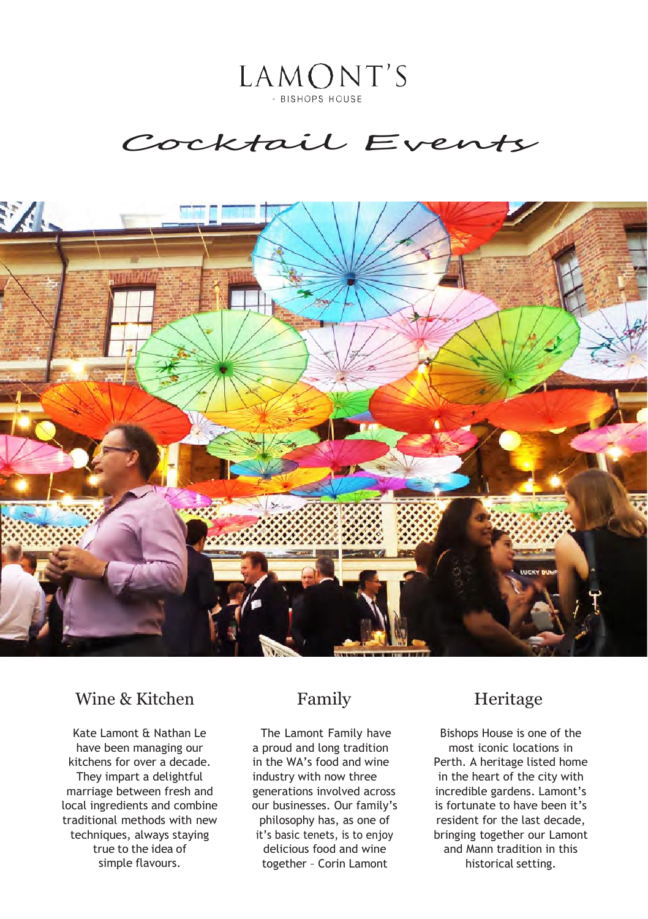# LAMONT'S

- BISHOPS HOUSE

## Cocktail Events

### Wine & Kitchen

Kate Lamont & Nathan Le have been managing our kitchens for over a decade. They impart a delightful marriage between fresh and local ingredients and combine traditional methods with new techniques, always staying true to the idea of simple flavours.

### Family

The Lamont Family have a proud and long tradition in the WA's food and wine industry with now three generations involved across our businesses. Our family's philosophy has, as one of it's basic tenets, is to enjoy delicious food and wine together – Corin Lamont

### Heritage

Bishops House is one of the most iconic locations in Perth. A heritage listed home in the heart of the city with incredible gardens. Lamont's is fortunate to have been it's resident for the last decade, bringing together our Lamont and Mann tradition in this historical setting.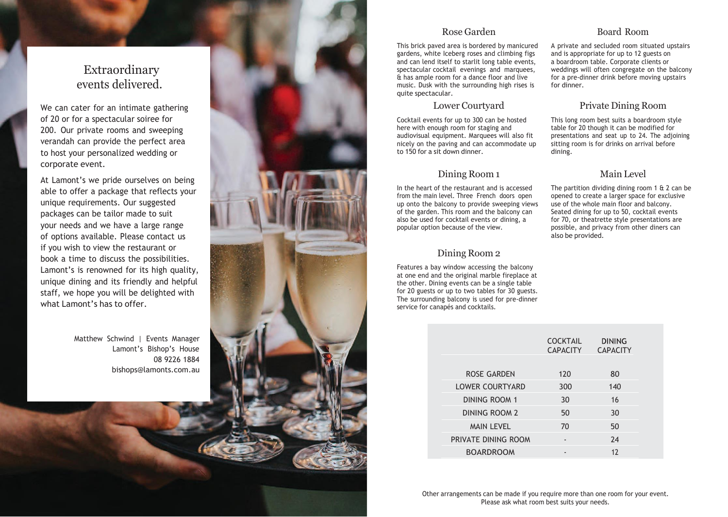# Extraordinary events delivered.

We can cater for an intimate gathering of 20 or for a spectacular soiree for 200. Our private rooms and sweeping verandah can provide the perfect area to host your personalized wedding or corporate event.

At Lamont's we pride ourselves on being able to offer a package that reflects your unique requirements. Our suggested packages can be tailor made to suit your needs and we have a large range of options available. Please contact us if you wish to view the restaurant or book a time to discuss the possibilities. Lamont's is renowned for its high quality, unique dining and its friendly and helpful staff, we hope you will be delighted with what Lamont's has to offer.

Matthew Schwind | Events Manager
Lamont's Bishop's House
08 9226 1884
bishops@lamonts.com.au

## Rose Garden

This brick paved area is bordered by manicured gardens, white Iceberg roses and climbing figs and can lend itself to starlit long table events, spectacular cocktail evenings and marquees, & has ample room for a dance floor and live music. Dusk with the surrounding high rises is quite spectacular.

## Lower Courtyard

Cocktail events for up to 300 can be hosted here with enough room for staging and audiovisual equipment. Marquees will also fit nicely on the paving and can accommodate up to 150 for a sit down dinner.

## Dining Room 1

In the heart of the restaurant and is accessed from the main level. Three French doors open up onto the balcony to provide sweeping views of the garden. This room and the balcony can also be used for cocktail events or dining, a popular option because of the view.

## Dining Room 2

Features a bay window accessing the balcony at one end and the original marble fireplace at the other. Dining events can be a single table for 20 guests or up to two tables for 30 guests. The surrounding balcony is used for pre-dinner service for canapés and cocktails.

## Board Room

A private and secluded room situated upstairs and is appropriate for up to 12 guests on a boardroom table. Corporate clients or weddings will often congregate on the balcony for a pre-dinner drink before moving upstairs for dinner.

## Private Dining Room

This long room best suits a boardroom style table for 20 though it can be modified for presentations and seat up to 24. The adjoining sitting room is for drinks on arrival before dining.

## Main Level

The partition dividing dining room 1 & 2 can be opened to create a larger space for exclusive use of the whole main floor and balcony. Seated dining for up to 50, cocktail events for 70, or theatrette style presentations are possible, and privacy from other diners can also be provided.

| | COCKTAIL CAPACITY | DINING CAPACITY |
|---|---|---|
| ROSE GARDEN | 120 | 80 |
| LOWER COURTYARD | 300 | 140 |
| DINING ROOM 1 | 30 | 16 |
| DINING ROOM 2 | 50 | 30 |
| MAIN LEVEL | 70 | 50 |
| PRIVATE DINING ROOM | - | 24 |
| BOARDROOM | - | 12 |

Other arrangements can be made if you require more than one room for your event. Please ask what room best suits your needs.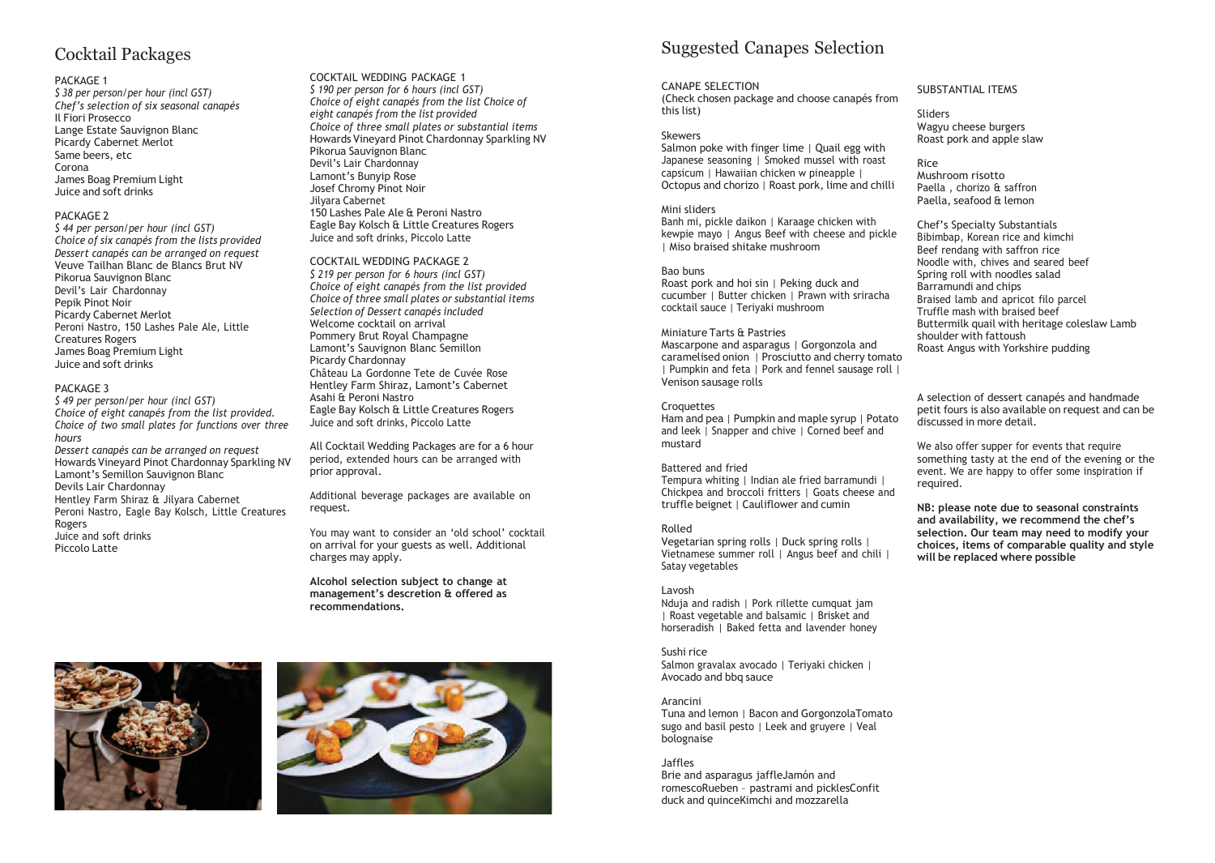# Cocktail Packages

PACKAGE 1

*$ 38 per person/per hour (incl GST)*
*Chef's selection of six seasonal canapés*
Il Fiori Prosecco
Lange Estate Sauvignon Blanc
Picardy Cabernet Merlot
Same beers, etc
Corona
James Boag Premium Light
Juice and soft drinks

PACKAGE 2

*$ 44 per person/per hour (incl GST)*
*Choice of six canapés from the lists provided*
*Dessert canapés can be arranged on request*
Veuve Tailhan Blanc de Blancs Brut NV
Pikorua Sauvignon Blanc
Devil's Lair Chardonnay
Pepik Pinot Noir
Picardy Cabernet Merlot
Peroni Nastro, 150 Lashes Pale Ale, Little Creatures Rogers
James Boag Premium Light
Juice and soft drinks

PACKAGE 3

*$ 49 per person/per hour (incl GST)*
*Choice of eight canapés from the list provided.*
*Choice of two small plates for functions over three hours*
*Dessert canapés can be arranged on request*
Howards Vineyard Pinot Chardonnay Sparkling NV
Lamont's Semillon Sauvignon Blanc
Devils Lair Chardonnay
Hentley Farm Shiraz & Jilyara Cabernet
Peroni Nastro, Eagle Bay Kolsch, Little Creatures Rogers
Juice and soft drinks
Piccolo Latte

COCKTAIL WEDDING PACKAGE 1

*$ 190 per person for 6 hours (incl GST)*
*Choice of eight canapés from the list Choice of eight canapés from the list provided*
*Choice of three small plates or substantial items*
Howards Vineyard Pinot Chardonnay Sparkling NV
Pikorua Sauvignon Blanc
Devil's Lair Chardonnay
Lamont's Bunyip Rose
Josef Chromy Pinot Noir
Jilyara Cabernet
150 Lashes Pale Ale & Peroni Nastro
Eagle Bay Kolsch & Little Creatures Rogers
Juice and soft drinks, Piccolo Latte

COCKTAIL WEDDING PACKAGE 2

*$ 219 per person for 6 hours (incl GST)*
*Choice of eight canapés from the list provided*
*Choice of three small plates or substantial items*
*Selection of Dessert canapés included*
Welcome cocktail on arrival
Pommery Brut Royal Champagne
Lamont's Sauvignon Blanc Semillon
Picardy Chardonnay
Château La Gordonne Tete de Cuvée Rose
Hentley Farm Shiraz, Lamont's Cabernet
Asahi & Peroni Nastro
Eagle Bay Kolsch & Little Creatures Rogers
Juice and soft drinks, Piccolo Latte

All Cocktail Wedding Packages are for a 6 hour period, extended hours can be arranged with prior approval.

Additional beverage packages are available on request.

You may want to consider an 'old school' cocktail on arrival for your guests as well. Additional charges may apply.

**Alcohol selection subject to change at management's descretion & offered as recommendations.**

# Suggested Canapes Selection

CANAPE SELECTION
(Check chosen package and choose canapés from this list)

Skewers
Salmon poke with finger lime | Quail egg with Japanese seasoning | Smoked mussel with roast capsicum | Hawaiian chicken w pineapple | Octopus and chorizo | Roast pork, lime and chilli

Mini sliders
Banh mi, pickle daikon | Karaage chicken with kewpie mayo | Angus Beef with cheese and pickle | Miso braised shitake mushroom

Bao buns
Roast pork and hoi sin | Peking duck and cucumber | Butter chicken | Prawn with sriracha cocktail sauce | Teriyaki mushroom

Miniature Tarts & Pastries
Mascarpone and asparagus | Gorgonzola and caramelised onion | Prosciutto and cherry tomato | Pumpkin and feta | Pork and fennel sausage roll | Venison sausage rolls

Croquettes
Ham and pea | Pumpkin and maple syrup | Potato and leek | Snapper and chive | Corned beef and mustard

Battered and fried
Tempura whiting | Indian ale fried barramundi | Chickpea and broccoli fritters | Goats cheese and truffle beignet | Cauliflower and cumin

Rolled
Vegetarian spring rolls | Duck spring rolls | Vietnamese summer roll | Angus beef and chili | Satay vegetables

Lavosh
Nduja and radish | Pork rillette cumquat jam | Roast vegetable and balsamic | Brisket and horseradish | Baked fetta and lavender honey

Sushi rice
Salmon gravalax avocado | Teriyaki chicken | Avocado and bbq sauce

Arancini
Tuna and lemon | Bacon and GorgonzolaTomato sugo and basil pesto | Leek and gruyere | Veal bolognaise

Jaffles
Brie and asparagus jaffleJamón and romescoRueben – pastrami and picklesConfit duck and quinceKimchi and mozzarella

SUBSTANTIAL ITEMS

Sliders
Wagyu cheese burgers
Roast pork and apple slaw

Rice
Mushroom risotto
Paella , chorizo & saffron
Paella, seafood & lemon

Chef's Specialty Substantials
Bibimbap, Korean rice and kimchi
Beef rendang with saffron rice
Noodle with, chives and seared beef
Spring roll with noodles salad
Barramundi and chips
Braised lamb and apricot filo parcel
Truffle mash with braised beef
Buttermilk quail with heritage coleslaw Lamb shoulder with fattoush
Roast Angus with Yorkshire pudding

A selection of dessert canapés and handmade petit fours is also available on request and can be discussed in more detail.

We also offer supper for events that require something tasty at the end of the evening or the event. We are happy to offer some inspiration if required.

**NB: please note due to seasonal constraints and availability, we recommend the chef's selection. Our team may need to modify your choices, items of comparable quality and style will be replaced where possible**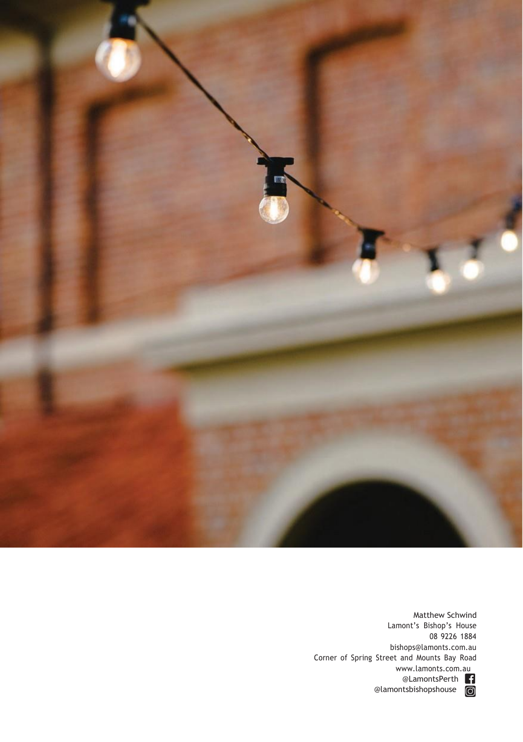Matthew Schwind
Lamont's Bishop's House
08 9226 1884
bishops@lamonts.com.au
Corner of Spring Street and Mounts Bay Road
www.lamonts.com.au
@LamontsPerth
@lamontsbishopshouse